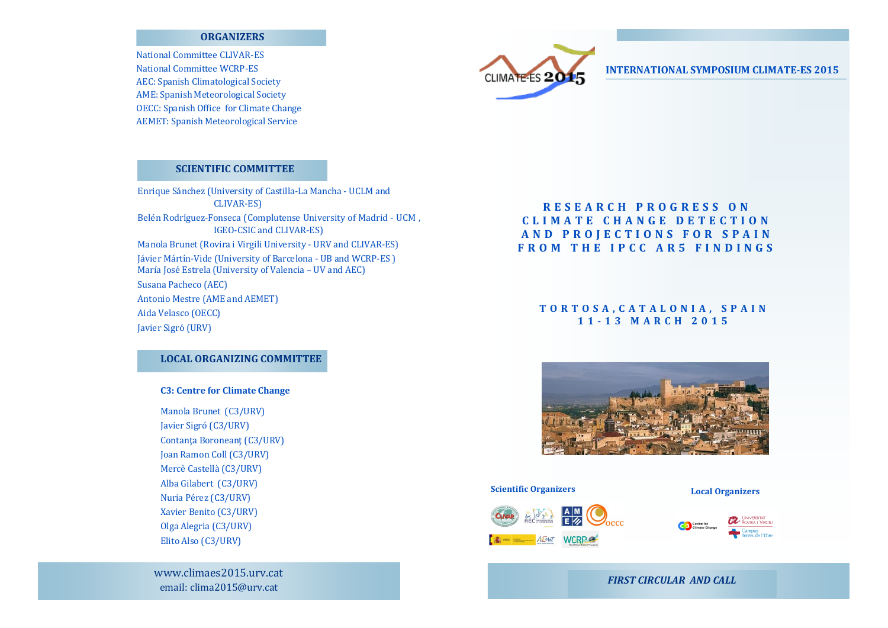## ORGANIZERS

National Committee CLIVAR-ES
National Committee WCRP-ES
AEC: Spanish Climatological Society
AME: Spanish Meteorological Society
OECC: Spanish Office for Climate Change
AEMET: Spanish Meteorological Service

## SCIENTIFIC COMMITTEE

Enrique Sánchez (University of Castilla-La Mancha - UCLM and CLIVAR-ES)
Belén Rodríguez-Fonseca (Complutense University of Madrid - UCM , IGEO-CSIC and CLIVAR-ES)
Manola Brunet (Rovira i Virgili University - URV and CLIVAR-ES)
Jávier Mártín-Vide (University of Barcelona - UB and WCRP-ES )
María José Estrela (University of Valencia – UV and AEC)
Susana Pacheco (AEC)
Antonio Mestre (AME and AEMET)
Aida Velasco (OECC)
Javier Sigró (URV)

## LOCAL ORGANIZING COMMITTEE

**C3: Centre for Climate Change**

Manola Brunet (C3/URV)
Javier Sigró (C3/URV)
Contanța Boroneanț (C3/URV)
Joan Ramon Coll (C3/URV)
Mercè Castellà (C3/URV)
Alba Gilabert (C3/URV)
Nuria Pérez (C3/URV)
Xavier Benito (C3/URV)
Olga Alegria (C3/URV)
Elito Also (C3/URV)

www.climaes2015.urv.cat
email: clima2015@urv.cat

CLIMATE-ES 2015

**INTERNATIONAL SYMPOSIUM CLIMATE-ES 2015**

# RESEARCH PROGRESS ON CLIMATE CHANGE DETECTION AND PROJECTIONS FOR SPAIN FROM THE IPCC AR5 FINDINGS

**TORTOSA, CATALONIA, SPAIN**
**11-13 MARCH 2015**

**Scientific Organizers**

**Local Organizers**

***FIRST CIRCULAR AND CALL***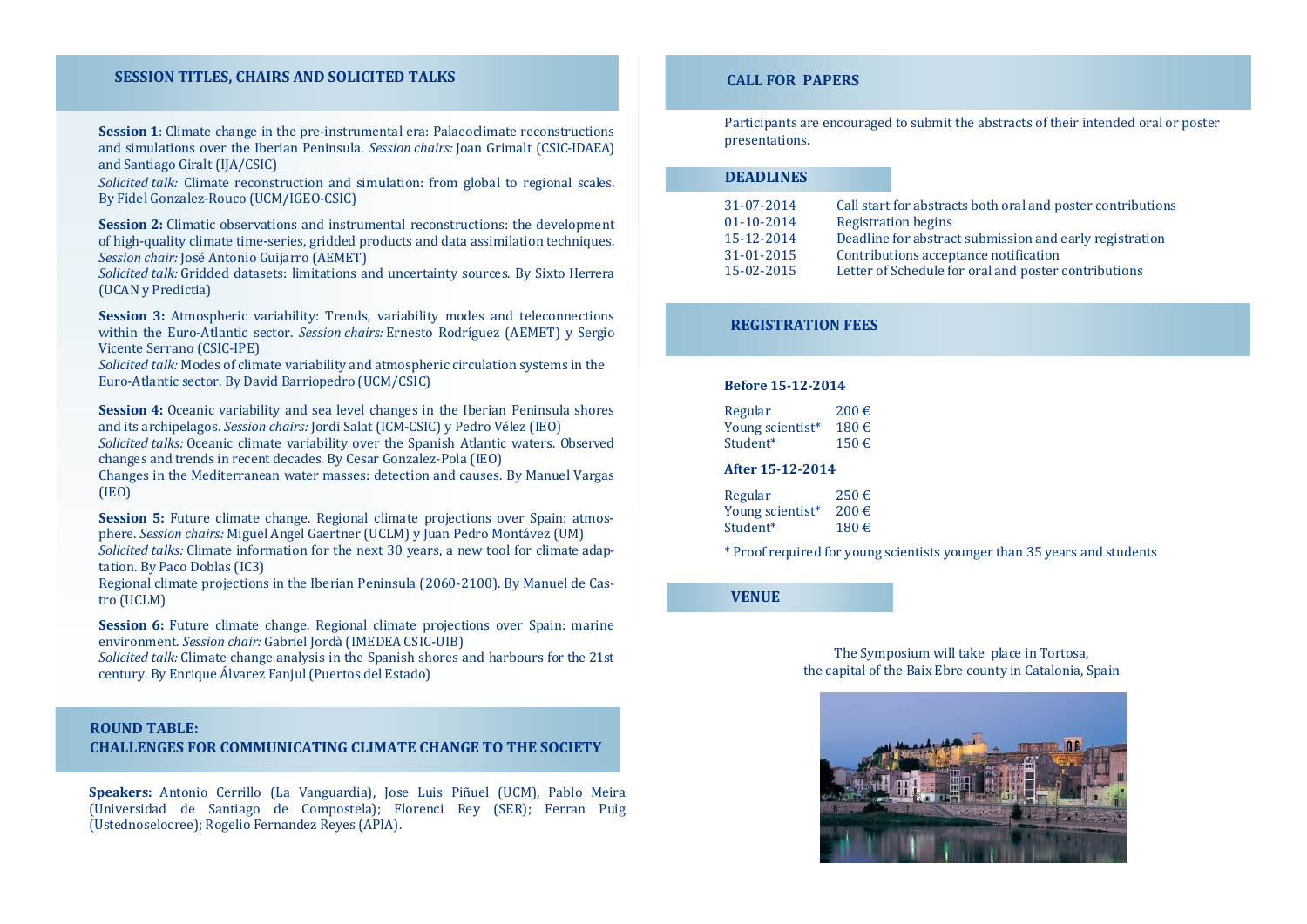## SESSION TITLES, CHAIRS AND SOLICITED TALKS

**Session 1**: Climate change in the pre-instrumental era: Palaeoclimate reconstructions and simulations over the Iberian Peninsula. *Session chairs:* Joan Grimalt (CSIC-IDAEA) and Santiago Giralt (IJA/CSIC)

*Solicited talk:* Climate reconstruction and simulation: from global to regional scales. By Fidel Gonzalez-Rouco (UCM/IGEO-CSIC)

**Session 2:** Climatic observations and instrumental reconstructions: the development of high-quality climate time-series, gridded products and data assimilation techniques. *Session chair:* José Antonio Guijarro (AEMET)

*Solicited talk:* Gridded datasets: limitations and uncertainty sources. By Sixto Herrera (UCAN y Predictia)

**Session 3:** Atmospheric variability: Trends, variability modes and teleconnections within the Euro-Atlantic sector. *Session chairs:* Ernesto Rodríguez (AEMET) y Sergio Vicente Serrano (CSIC-IPE)

*Solicited talk:* Modes of climate variability and atmospheric circulation systems in the Euro-Atlantic sector. By David Barriopedro (UCM/CSIC)

**Session 4:** Oceanic variability and sea level changes in the Iberian Peninsula shores and its archipelagos. *Session chairs:* Jordi Salat (ICM-CSIC) y Pedro Vélez (IEO)

*Solicited talks:* Oceanic climate variability over the Spanish Atlantic waters. Observed changes and trends in recent decades. By Cesar Gonzalez-Pola (IEO)

Changes in the Mediterranean water masses: detection and causes. By Manuel Vargas (IEO)

**Session 5:** Future climate change. Regional climate projections over Spain: atmosphere. *Session chairs:* Miguel Angel Gaertner (UCLM) y Juan Pedro Montávez (UM)

*Solicited talks:* Climate information for the next 30 years, a new tool for climate adaptation. By Paco Doblas (IC3)

Regional climate projections in the Iberian Peninsula (2060-2100). By Manuel de Castro (UCLM)

**Session 6:** Future climate change. Regional climate projections over Spain: marine environment. *Session chair:* Gabriel Jordà (IMEDEA CSIC-UIB)

*Solicited talk:* Climate change analysis in the Spanish shores and harbours for the 21st century. By Enrique Álvarez Fanjul (Puertos del Estado)

## ROUND TABLE: CHALLENGES FOR COMMUNICATING CLIMATE CHANGE TO THE SOCIETY

**Speakers:** Antonio Cerrillo (La Vanguardia), Jose Luis Piñuel (UCM), Pablo Meira (Universidad de Santiago de Compostela); Florenci Rey (SER); Ferran Puig (Ustednoselocree); Rogelio Fernandez Reyes (APIA).

## CALL FOR PAPERS

Participants are encouraged to submit the abstracts of their intended oral or poster presentations.

## DEADLINES

| | |
|---|---|
| 31-07-2014 | Call start for abstracts both oral and poster contributions |
| 01-10-2014 | Registration begins |
| 15-12-2014 | Deadline for abstract submission and early registration |
| 31-01-2015 | Contributions acceptance notification |
| 15-02-2015 | Letter of Schedule for oral and poster contributions |

## REGISTRATION FEES

**Before 15-12-2014**

| | |
|---|---|
| Regular | 200 € |
| Young scientist* | 180 € |
| Student* | 150 € |

**After 15-12-2014**

| | |
|---|---|
| Regular | 250 € |
| Young scientist* | 200 € |
| Student* | 180 € |

* Proof required for young scientists younger than 35 years and students

## VENUE

The Symposium will take place in Tortosa, the capital of the Baix Ebre county in Catalonia, Spain